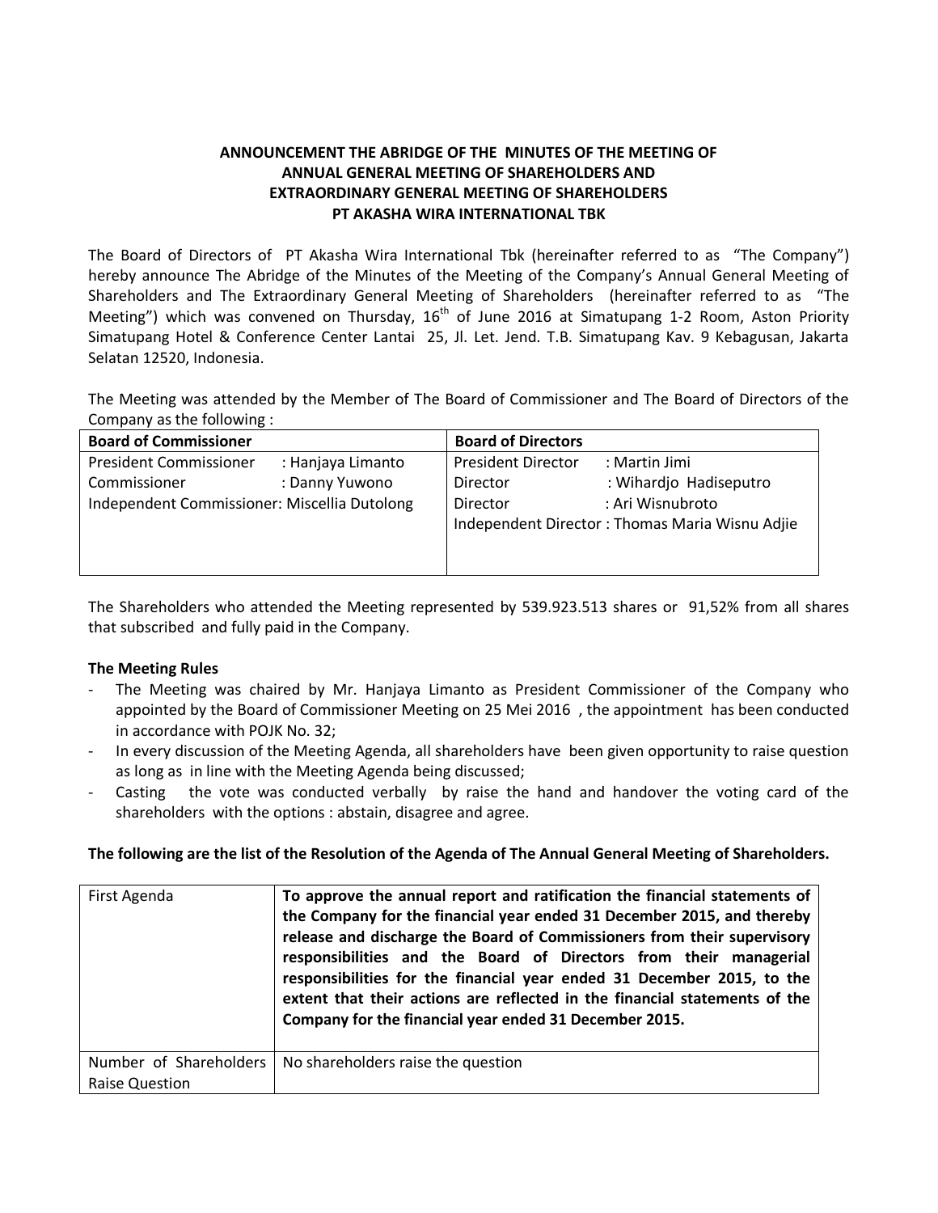**ANNOUNCEMENT THE ABRIDGE OF THE MINUTES OF THE MEETING OF ANNUAL GENERAL MEETING OF SHAREHOLDERS AND EXTRAORDINARY GENERAL MEETING OF SHAREHOLDERS PT AKASHA WIRA INTERNATIONAL TBK**

The Board of Directors of PT Akasha Wira International Tbk (hereinafter referred to as "The Company") hereby announce The Abridge of the Minutes of the Meeting of the Company's Annual General Meeting of Shareholders and The Extraordinary General Meeting of Shareholders (hereinafter referred to as "The Meeting") which was convened on Thursday, 16th of June 2016 at Simatupang 1-2 Room, Aston Priority Simatupang Hotel & Conference Center Lantai 25, Jl. Let. Jend. T.B. Simatupang Kav. 9 Kebagusan, Jakarta Selatan 12520, Indonesia.

The Meeting was attended by the Member of The Board of Commissioner and The Board of Directors of the Company as the following :

| Board of Commissioner | Board of Directors |
|---|---|
| President Commissioner : Hanjaya Limanto<br>Commissioner : Danny Yuwono<br>Independent Commissioner: Miscellia Dutolong | President Director : Martin Jimi<br>Director : Wihardjo Hadiseputro<br>Director : Ari Wisnubroto<br>Independent Director : Thomas Maria Wisnu Adjie |

The Shareholders who attended the Meeting represented by 539.923.513 shares or 91,52% from all shares that subscribed and fully paid in the Company.

**The Meeting Rules**

- The Meeting was chaired by Mr. Hanjaya Limanto as President Commissioner of the Company who appointed by the Board of Commissioner Meeting on 25 Mei 2016 , the appointment has been conducted in accordance with POJK No. 32;
- In every discussion of the Meeting Agenda, all shareholders have been given opportunity to raise question as long as in line with the Meeting Agenda being discussed;
- Casting the vote was conducted verbally by raise the hand and handover the voting card of the shareholders with the options : abstain, disagree and agree.

**The following are the list of the Resolution of the Agenda of The Annual General Meeting of Shareholders.**

| First Agenda | **To approve the annual report and ratification the financial statements of the Company for the financial year ended 31 December 2015, and thereby release and discharge the Board of Commissioners from their supervisory responsibilities and the Board of Directors from their managerial responsibilities for the financial year ended 31 December 2015, to the extent that their actions are reflected in the financial statements of the Company for the financial year ended 31 December 2015.** |
|---|---|
| Number of Shareholders Raise Question | No shareholders raise the question |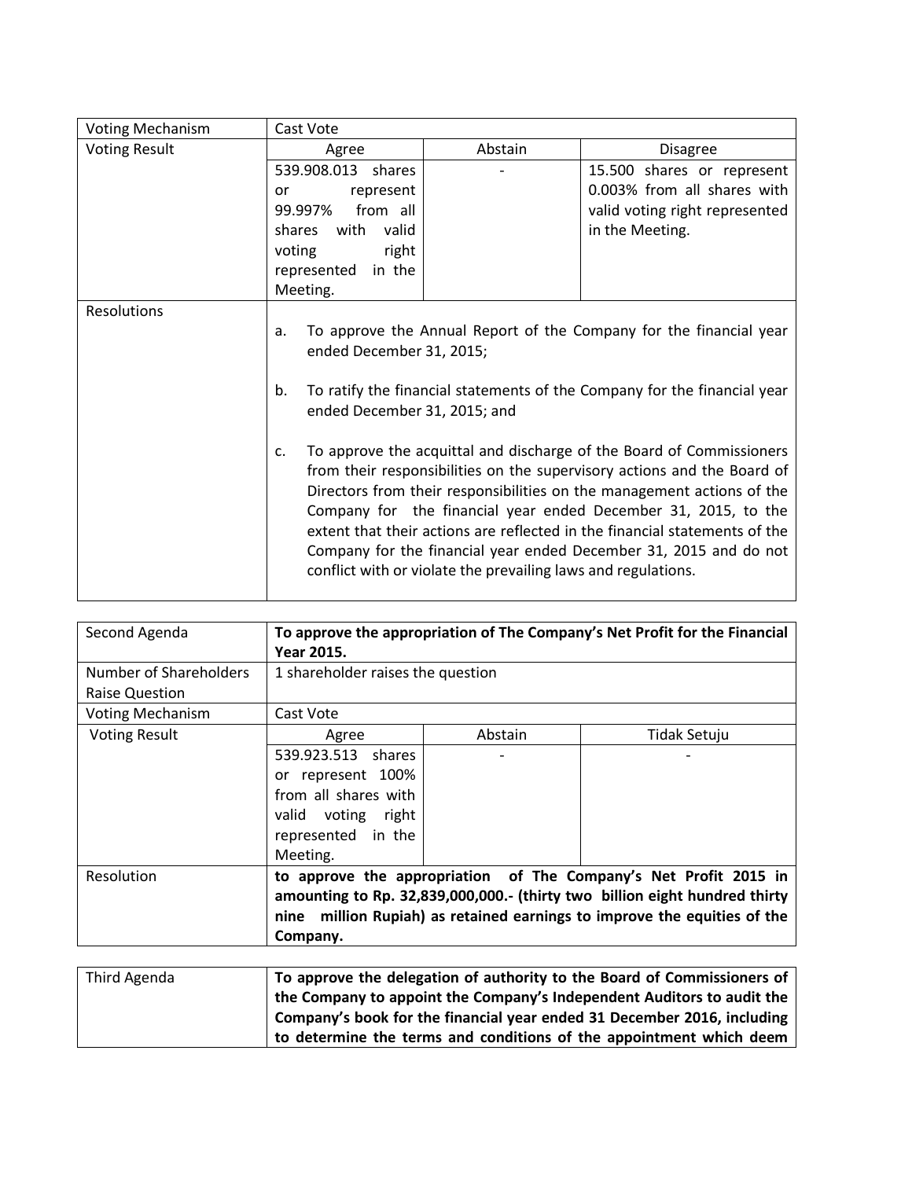| Voting Mechanism | Cast Vote | | |
|---|---|---|---|
| Voting Result | Agree | Abstain | Disagree |
| | 539.908.013 shares or represent 99.997% from all shares with valid voting right represented in the Meeting. | - | 15.500 shares or represent 0.003% from all shares with valid voting right represented in the Meeting. |
| Resolutions | a. To approve the Annual Report of the Company for the financial year ended December 31, 2015;<br><br>b. To ratify the financial statements of the Company for the financial year ended December 31, 2015; and<br><br>c. To approve the acquittal and discharge of the Board of Commissioners from their responsibilities on the supervisory actions and the Board of Directors from their responsibilities on the management actions of the Company for the financial year ended December 31, 2015, to the extent that their actions are reflected in the financial statements of the Company for the financial year ended December 31, 2015 and do not conflict with or violate the prevailing laws and regulations. | | |

| Second Agenda | **To approve the appropriation of The Company's Net Profit for the Financial Year 2015.** | | |
|---|---|---|---|
| Number of Shareholders Raise Question | 1 shareholder raises the question | | |
| Voting Mechanism | Cast Vote | | |
| Voting Result | Agree | Abstain | Tidak Setuju |
| | 539.923.513 shares or represent 100% from all shares with valid voting right represented in the Meeting. | - | - |
| Resolution | **to approve the appropriation of The Company's Net Profit 2015 in amounting to Rp. 32,839,000,000.- (thirty two billion eight hundred thirty nine million Rupiah) as retained earnings to improve the equities of the Company.** | | |

| Third Agenda | **To approve the delegation of authority to the Board of Commissioners of the Company to appoint the Company's Independent Auditors to audit the Company's book for the financial year ended 31 December 2016, including to determine the terms and conditions of the appointment which deem** |
|---|---|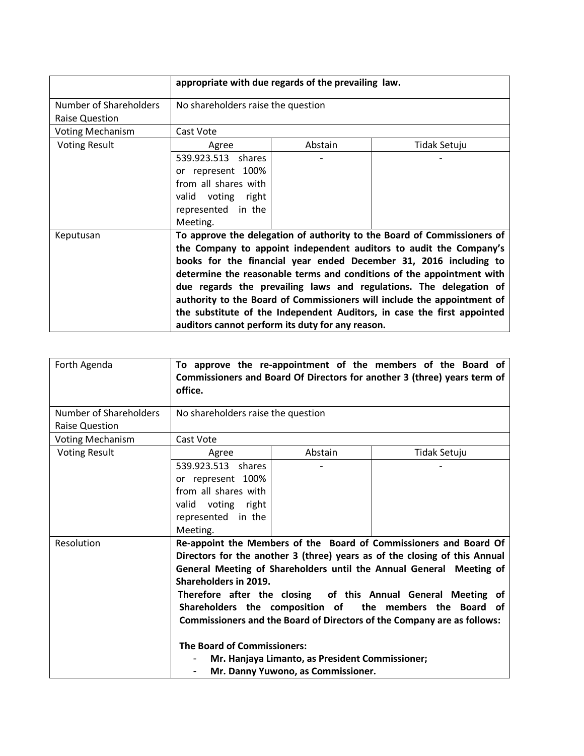| | **appropriate with due regards of the prevailing law.** | | |
|---|---|---|---|
| Number of Shareholders Raise Question | No shareholders raise the question | | |
| Voting Mechanism | Cast Vote | | |
| Voting Result | Agree | Abstain | Tidak Setuju |
| | 539.923.513 shares or represent 100% from all shares with valid voting right represented in the Meeting. | - | - |
| Keputusan | **To approve the delegation of authority to the Board of Commissioners of the Company to appoint independent auditors to audit the Company's books for the financial year ended December 31, 2016 including to determine the reasonable terms and conditions of the appointment with due regards the prevailing laws and regulations. The delegation of authority to the Board of Commissioners will include the appointment of the substitute of the Independent Auditors, in case the first appointed auditors cannot perform its duty for any reason.** | | |

| Forth Agenda | **To approve the re-appointment of the members of the Board of Commissioners and Board Of Directors for another 3 (three) years term of office.** | | |
|---|---|---|---|
| Number of Shareholders Raise Question | No shareholders raise the question | | |
| Voting Mechanism | Cast Vote | | |
| Voting Result | Agree | Abstain | Tidak Setuju |
| | 539.923.513 shares or represent 100% from all shares with valid voting right represented in the Meeting. | - | - |
| Resolution | **Re-appoint the Members of the Board of Commissioners and Board Of Directors for the another 3 (three) years as of the closing of this Annual General Meeting of Shareholders until the Annual General Meeting of Shareholders in 2019.** <br> **Therefore after the closing of this Annual General Meeting of Shareholders the composition of the members the Board of Commissioners and the Board of Directors of the Company are as follows:** <br><br> **The Board of Commissioners:** <br> - **Mr. Hanjaya Limanto, as President Commissioner;** <br> - **Mr. Danny Yuwono, as Commissioner.** | | |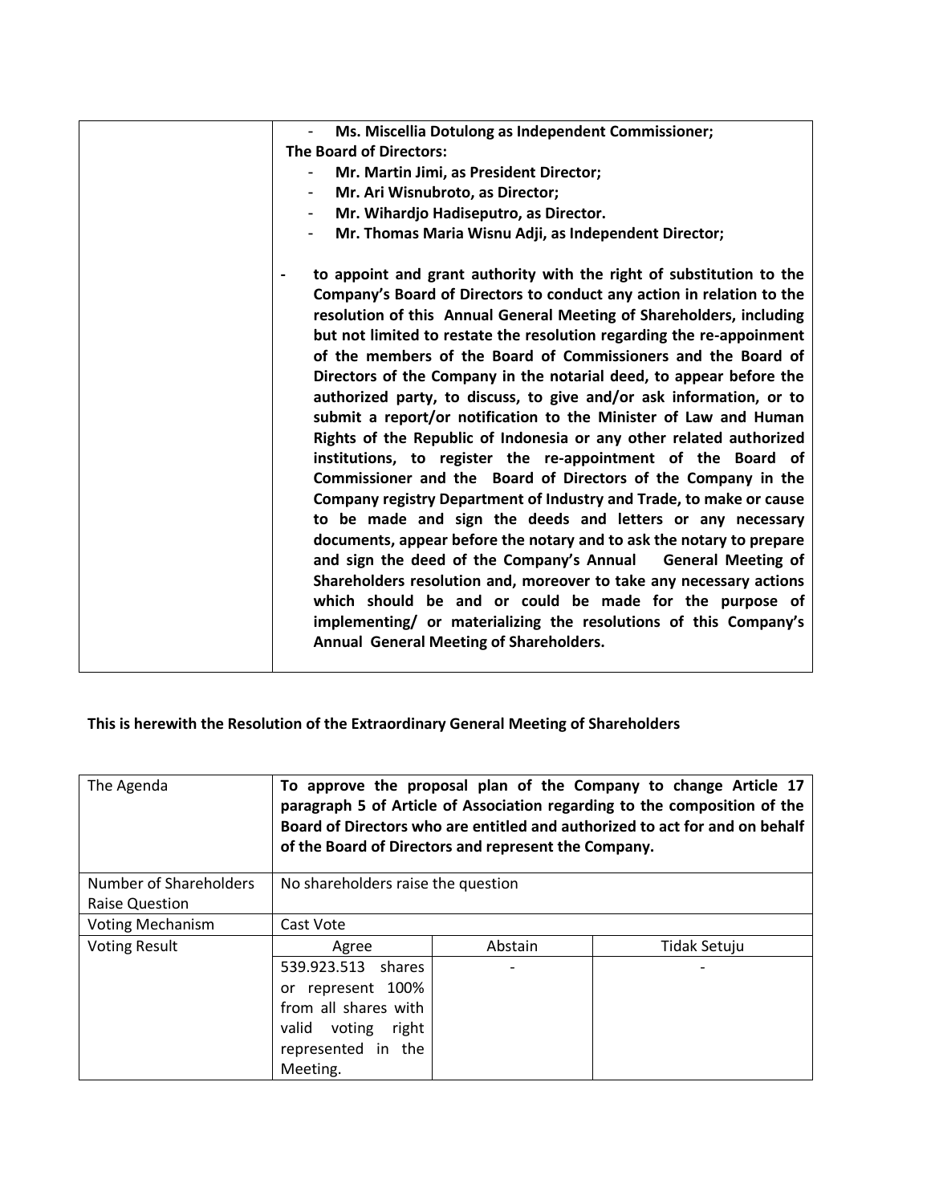|  |  |
|---|---|
|  | - **Ms. Miscellia Dotulong as Independent Commissioner;**<br>**The Board of Directors:**<br>- **Mr. Martin Jimi, as President Director;**<br>- **Mr. Ari Wisnubroto, as Director;**<br>- **Mr. Wihardjo Hadiseputro, as Director.**<br>- **Mr. Thomas Maria Wisnu Adji, as Independent Director;**<br><br>- **to appoint and grant authority with the right of substitution to the Company's Board of Directors to conduct any action in relation to the resolution of this Annual General Meeting of Shareholders, including but not limited to restate the resolution regarding the re-appoinment of the members of the Board of Commissioners and the Board of Directors of the Company in the notarial deed, to appear before the authorized party, to discuss, to give and/or ask information, or to submit a report/or notification to the Minister of Law and Human Rights of the Republic of Indonesia or any other related authorized institutions, to register the re-appointment of the Board of Commissioner and the Board of Directors of the Company in the Company registry Department of Industry and Trade, to make or cause to be made and sign the deeds and letters or any necessary documents, appear before the notary and to ask the notary to prepare and sign the deed of the Company's Annual General Meeting of Shareholders resolution and, moreover to take any necessary actions which should be and or could be made for the purpose of implementing/ or materializing the resolutions of this Company's Annual General Meeting of Shareholders.** |

**This is herewith the Resolution of the Extraordinary General Meeting of Shareholders**

| The Agenda | **To approve the proposal plan of the Company to change Article 17 paragraph 5 of Article of Association regarding to the composition of the Board of Directors who are entitled and authorized to act for and on behalf of the Board of Directors and represent the Company.** | | |
|---|---|---|---|
| Number of Shareholders Raise Question | No shareholders raise the question | | |
| Voting Mechanism | Cast Vote | | |
| Voting Result | Agree | Abstain | Tidak Setuju |
| | 539.923.513 shares or represent 100% from all shares with valid voting right represented in the Meeting. | - | - |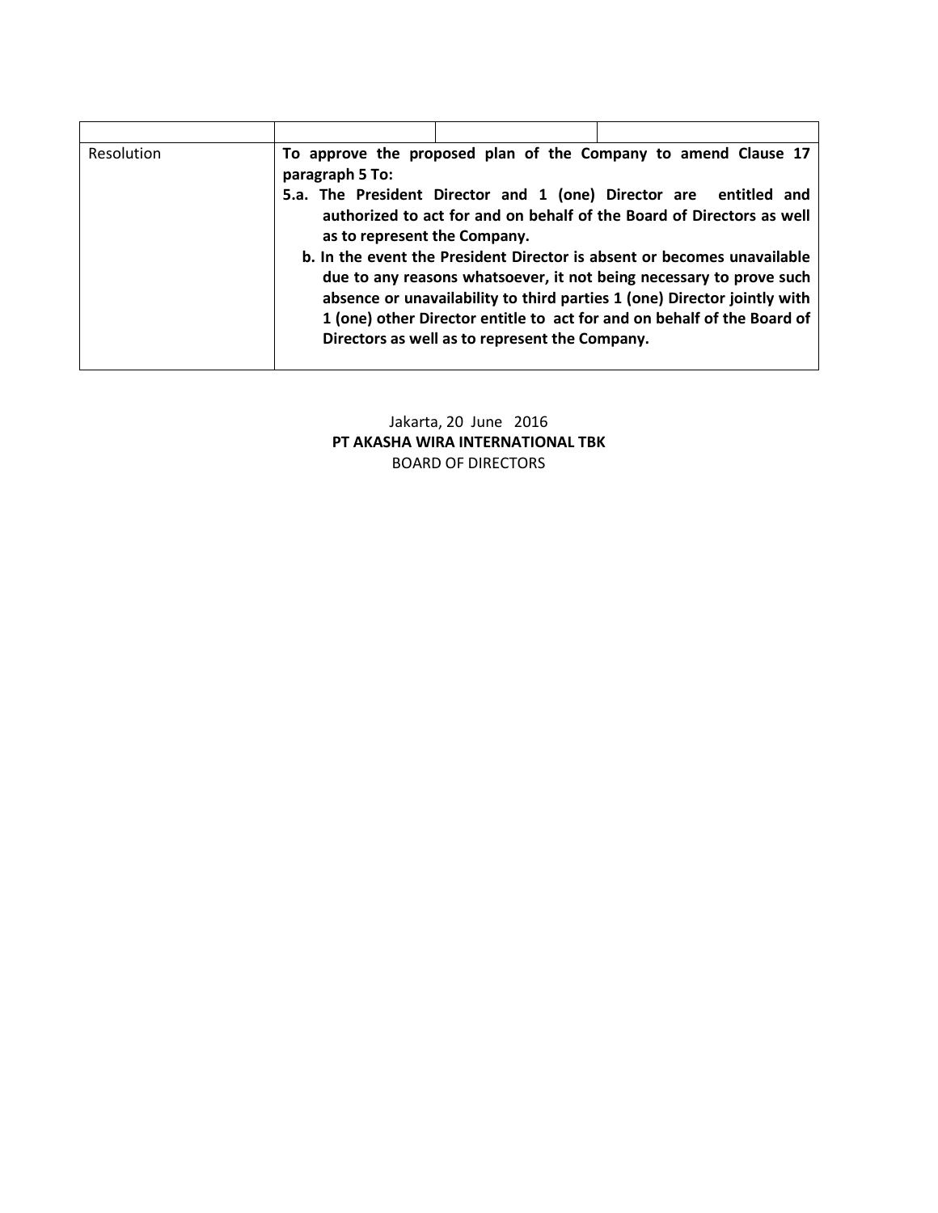| | | | |
|---|---|---|---|
| | | | |
| Resolution | **To approve the proposed plan of the Company to amend Clause 17 paragraph 5 To:**<br>**5.a. The President Director and 1 (one) Director are entitled and authorized to act for and on behalf of the Board of Directors as well as to represent the Company.**<br>**b. In the event the President Director is absent or becomes unavailable due to any reasons whatsoever, it not being necessary to prove such absence or unavailability to third parties 1 (one) Director jointly with 1 (one) other Director entitle to act for and on behalf of the Board of Directors as well as to represent the Company.** | | |

Jakarta, 20 June 2016

**PT AKASHA WIRA INTERNATIONAL TBK**

BOARD OF DIRECTORS